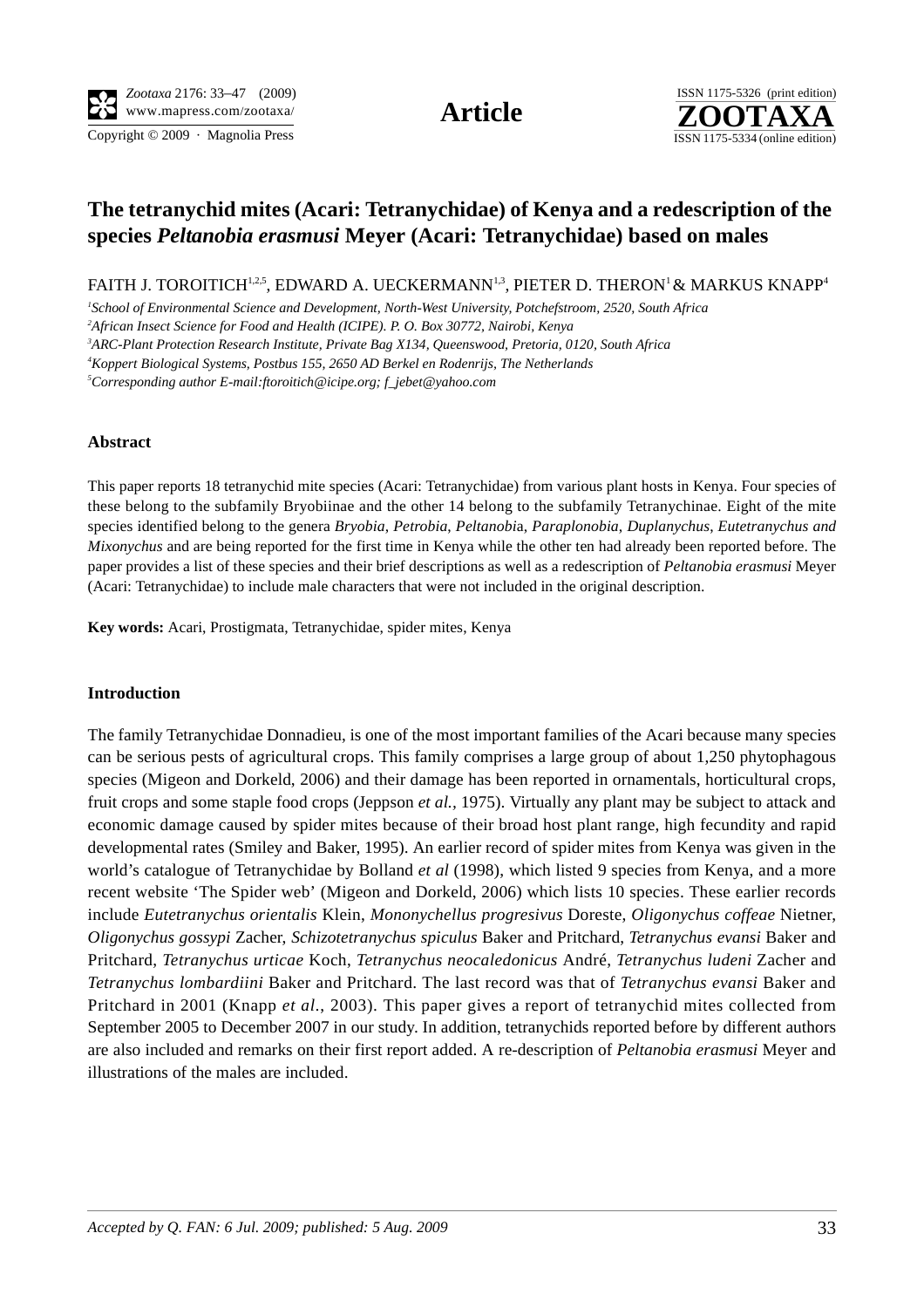# The tetranychid mites (Acari: Tetranychidae) of Kenya and a redescription of the species *Peltanobia erasmusi* Meyer (Acari: Tetranychidae) based on males

FAITH J. TOROITICH[1,2,5], EDWARD A. UECKERMANN[1,3], PIETER D. THERON[1] & MARKUS KNAPP[4]

[1]*School of Environmental Science and Development, North-West University, Potchefstroom, 2520, South Africa*

[2]*African Insect Science for Food and Health (ICIPE). P. O. Box 30772, Nairobi, Kenya*

[3]*ARC-Plant Protection Research Institute, Private Bag X134, Queenswood, Pretoria, 0120, South Africa*

[4]*Koppert Biological Systems, Postbus 155, 2650 AD Berkel en Rodenrijs, The Netherlands*

[5]*Corresponding author E-mail:ftoroitich@icipe.org; f_jebet@yahoo.com*

## Abstract

This paper reports 18 tetranychid mite species (Acari: Tetranychidae) from various plant hosts in Kenya. Four species of these belong to the subfamily Bryobiinae and the other 14 belong to the subfamily Tetranychinae. Eight of the mite species identified belong to the genera *Bryobia*, *Petrobia*, *Peltanobi*a, *Paraplonobia*, *Duplanychus*, *Eutetranychus and Mixonychus* and are being reported for the first time in Kenya while the other ten had already been reported before. The paper provides a list of these species and their brief descriptions as well as a redescription of *Peltanobia erasmusi* Meyer (Acari: Tetranychidae) to include male characters that were not included in the original description.

**Key words:** Acari, Prostigmata, Tetranychidae, spider mites, Kenya

## Introduction

The family Tetranychidae Donnadieu, is one of the most important families of the Acari because many species can be serious pests of agricultural crops. This family comprises a large group of about 1,250 phytophagous species (Migeon and Dorkeld, 2006) and their damage has been reported in ornamentals, horticultural crops, fruit crops and some staple food crops (Jeppson *et al.,* 1975). Virtually any plant may be subject to attack and economic damage caused by spider mites because of their broad host plant range, high fecundity and rapid developmental rates (Smiley and Baker, 1995). An earlier record of spider mites from Kenya was given in the world's catalogue of Tetranychidae by Bolland *et al* (1998), which listed 9 species from Kenya, and a more recent website 'The Spider web' (Migeon and Dorkeld, 2006) which lists 10 species. These earlier records include *Eutetranychus orientalis* Klein, *Mononychellus progresivus* Doreste, *Oligonychus coffeae* Nietner, *Oligonychus gossypi* Zacher, *Schizotetranychus spiculus* Baker and Pritchard, *Tetranychus evansi* Baker and Pritchard, *Tetranychus urticae* Koch, *Tetranychus neocaledonicus* André, *Tetranychus ludeni* Zacher and *Tetranychus lombardiini* Baker and Pritchard. The last record was that of *Tetranychus evansi* Baker and Pritchard in 2001 (Knapp *et al.*, 2003). This paper gives a report of tetranychid mites collected from September 2005 to December 2007 in our study. In addition, tetranychids reported before by different authors are also included and remarks on their first report added. A re-description of *Peltanobia erasmusi* Meyer and illustrations of the males are included.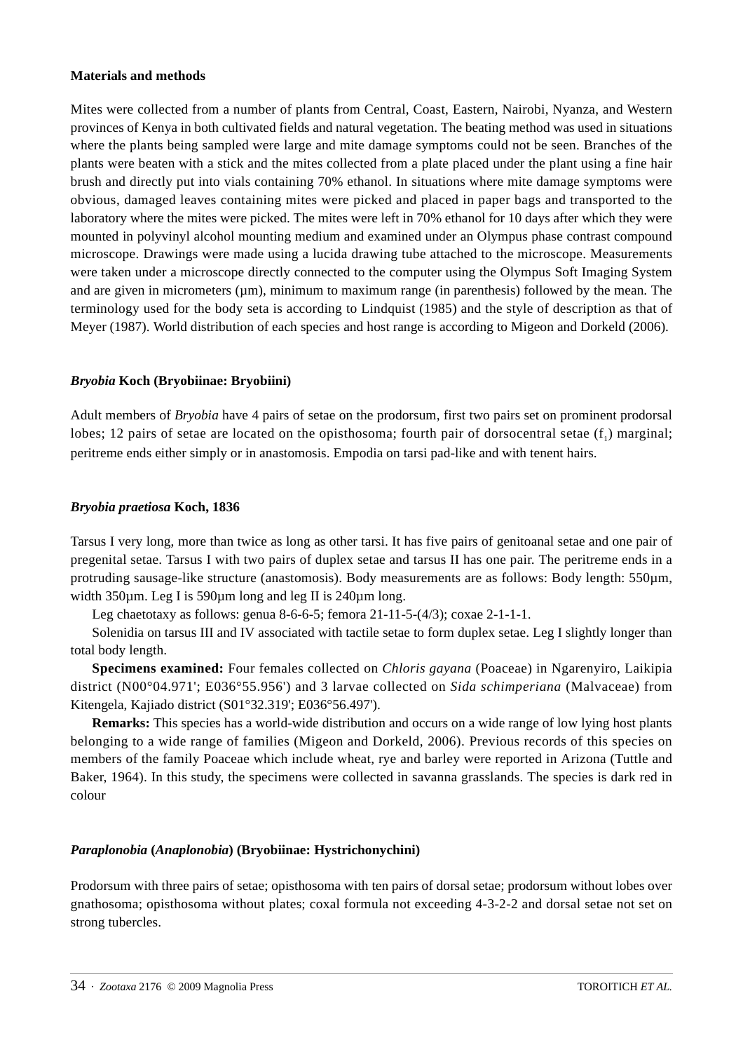## Materials and methods

Mites were collected from a number of plants from Central, Coast, Eastern, Nairobi, Nyanza, and Western provinces of Kenya in both cultivated fields and natural vegetation. The beating method was used in situations where the plants being sampled were large and mite damage symptoms could not be seen. Branches of the plants were beaten with a stick and the mites collected from a plate placed under the plant using a fine hair brush and directly put into vials containing 70% ethanol. In situations where mite damage symptoms were obvious, damaged leaves containing mites were picked and placed in paper bags and transported to the laboratory where the mites were picked. The mites were left in 70% ethanol for 10 days after which they were mounted in polyvinyl alcohol mounting medium and examined under an Olympus phase contrast compound microscope. Drawings were made using a lucida drawing tube attached to the microscope. Measurements were taken under a microscope directly connected to the computer using the Olympus Soft Imaging System and are given in micrometers (μm), minimum to maximum range (in parenthesis) followed by the mean. The terminology used for the body seta is according to Lindquist (1985) and the style of description as that of Meyer (1987). World distribution of each species and host range is according to Migeon and Dorkeld (2006).

### *Bryobia* Koch (Bryobiinae: Bryobiini)

Adult members of *Bryobia* have 4 pairs of setae on the prodorsum, first two pairs set on prominent prodorsal lobes; 12 pairs of setae are located on the opisthosoma; fourth pair of dorsocentral setae ($f_1$) marginal; peritreme ends either simply or in anastomosis. Empodia on tarsi pad-like and with tenent hairs.

### *Bryobia praetiosa* Koch, 1836

Tarsus I very long, more than twice as long as other tarsi. It has five pairs of genitoanal setae and one pair of pregenital setae. Tarsus I with two pairs of duplex setae and tarsus II has one pair. The peritreme ends in a protruding sausage-like structure (anastomosis). Body measurements are as follows: Body length: 550μm, width 350μm. Leg I is 590μm long and leg II is 240μm long.

Leg chaetotaxy as follows: genua 8-6-6-5; femora 21-11-5-(4/3); coxae 2-1-1-1.

Solenidia on tarsus III and IV associated with tactile setae to form duplex setae. Leg I slightly longer than total body length.

**Specimens examined:** Four females collected on *Chloris gayana* (Poaceae) in Ngarenyiro, Laikipia district (N00°04.971'; E036°55.956') and 3 larvae collected on *Sida schimperiana* (Malvaceae) from Kitengela, Kajiado district (S01°32.319'; E036°56.497').

**Remarks:** This species has a world-wide distribution and occurs on a wide range of low lying host plants belonging to a wide range of families (Migeon and Dorkeld, 2006). Previous records of this species on members of the family Poaceae which include wheat, rye and barley were reported in Arizona (Tuttle and Baker, 1964). In this study, the specimens were collected in savanna grasslands. The species is dark red in colour

### *Paraplonobia* (*Anaplonobia*) (Bryobiinae: Hystrichonychini)

Prodorsum with three pairs of setae; opisthosoma with ten pairs of dorsal setae; prodorsum without lobes over gnathosoma; opisthosoma without plates; coxal formula not exceeding 4-3-2-2 and dorsal setae not set on strong tubercles.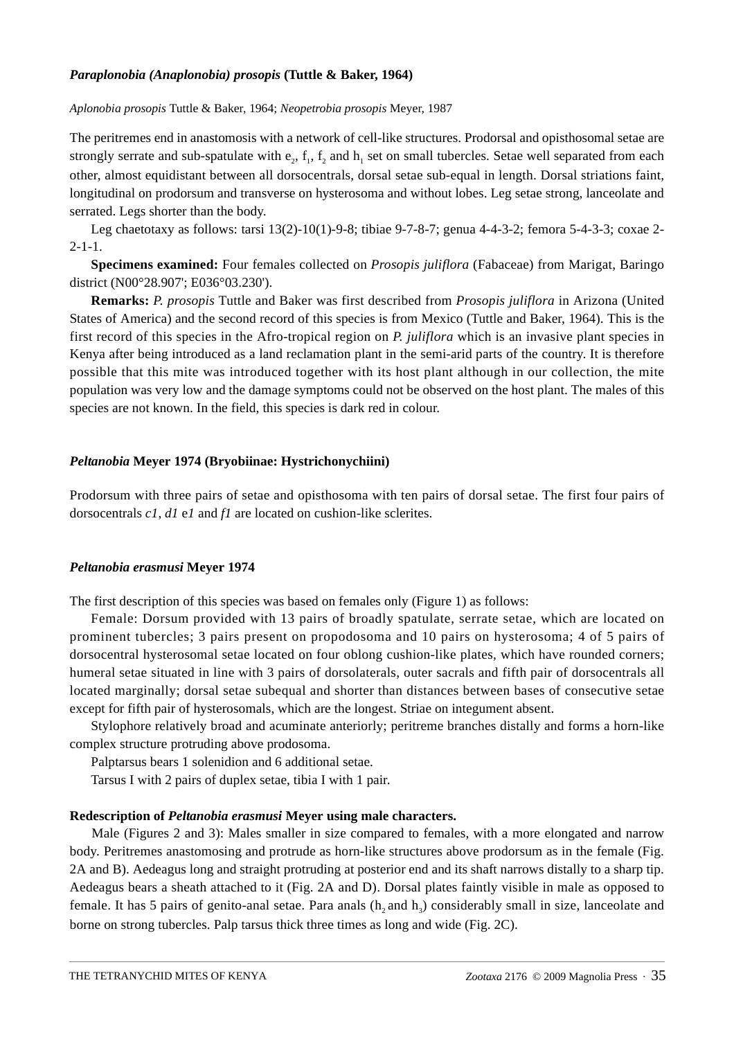### *Paraplonobia (Anaplonobia) prosopis* (Tuttle & Baker, 1964)

*Aplonobia prosopis* Tuttle & Baker, 1964; *Neopetrobia prosopis* Meyer, 1987

The peritremes end in anastomosis with a network of cell-like structures. Prodorsal and opisthosomal setae are strongly serrate and sub-spatulate with $e_2$, $f_1$, $f_2$ and $h_1$ set on small tubercles. Setae well separated from each other, almost equidistant between all dorsocentrals, dorsal setae sub-equal in length. Dorsal striations faint, longitudinal on prodorsum and transverse on hysterosoma and without lobes. Leg setae strong, lanceolate and serrated. Legs shorter than the body.

Leg chaetotaxy as follows: tarsi 13(2)-10(1)-9-8; tibiae 9-7-8-7; genua 4-4-3-2; femora 5-4-3-3; coxae 2-2-1-1.

**Specimens examined:** Four females collected on *Prosopis juliflora* (Fabaceae) from Marigat, Baringo district (N00°28.907'; E036°03.230').

**Remarks:** *P. prosopis* Tuttle and Baker was first described from *Prosopis juliflora* in Arizona (United States of America) and the second record of this species is from Mexico (Tuttle and Baker, 1964). This is the first record of this species in the Afro-tropical region on *P. juliflora* which is an invasive plant species in Kenya after being introduced as a land reclamation plant in the semi-arid parts of the country. It is therefore possible that this mite was introduced together with its host plant although in our collection, the mite population was very low and the damage symptoms could not be observed on the host plant. The males of this species are not known. In the field, this species is dark red in colour.

### *Peltanobia* Meyer 1974 (Bryobiinae: Hystrichonychiini)

Prodorsum with three pairs of setae and opisthosoma with ten pairs of dorsal setae. The first four pairs of dorsocentrals *c1*, *d1* e*1* and *f1* are located on cushion-like sclerites.

### *Peltanobia erasmusi* Meyer 1974

The first description of this species was based on females only (Figure 1) as follows:

Female: Dorsum provided with 13 pairs of broadly spatulate, serrate setae, which are located on prominent tubercles; 3 pairs present on propodosoma and 10 pairs on hysterosoma; 4 of 5 pairs of dorsocentral hysterosomal setae located on four oblong cushion-like plates, which have rounded corners; humeral setae situated in line with 3 pairs of dorsolaterals, outer sacrals and fifth pair of dorsocentrals all located marginally; dorsal setae subequal and shorter than distances between bases of consecutive setae except for fifth pair of hysterosomals, which are the longest. Striae on integument absent.

Stylophore relatively broad and acuminate anteriorly; peritreme branches distally and forms a horn-like complex structure protruding above prodosoma.

Palptarsus bears 1 solenidion and 6 additional setae.

Tarsus I with 2 pairs of duplex setae, tibia I with 1 pair.

#### Redescription of *Peltanobia erasmusi* Meyer using male characters.

Male (Figures 2 and 3): Males smaller in size compared to females, with a more elongated and narrow body. Peritremes anastomosing and protrude as horn-like structures above prodorsum as in the female (Fig. 2A and B). Aedeagus long and straight protruding at posterior end and its shaft narrows distally to a sharp tip. Aedeagus bears a sheath attached to it (Fig. 2A and D). Dorsal plates faintly visible in male as opposed to female. It has 5 pairs of genito-anal setae. Para anals ($h_2$ and $h_3$) considerably small in size, lanceolate and borne on strong tubercles. Palp tarsus thick three times as long and wide (Fig. 2C).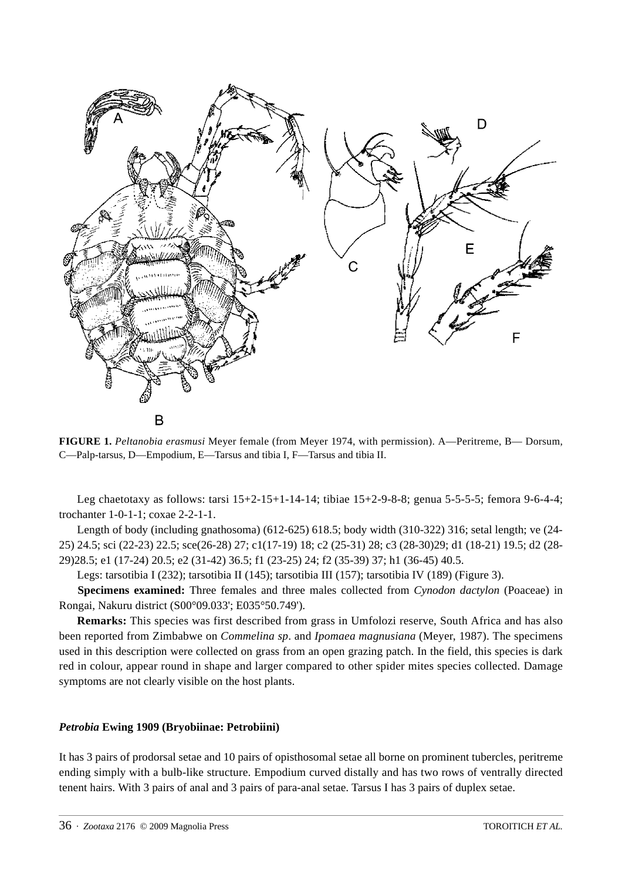**FIGURE 1.** *Peltanobia erasmusi* Meyer female (from Meyer 1974, with permission). A—Peritreme, B— Dorsum, C—Palp-tarsus, D—Empodium, E—Tarsus and tibia I, F—Tarsus and tibia II.

Leg chaetotaxy as follows: tarsi 15+2-15+1-14-14; tibiae 15+2-9-8-8; genua 5-5-5-5; femora 9-6-4-4; trochanter 1-0-1-1; coxae 2-2-1-1.

Length of body (including gnathosoma) (612-625) 618.5; body width (310-322) 316; setal length; ve (24-25) 24.5; sci (22-23) 22.5; sce(26-28) 27; c1(17-19) 18; c2 (25-31) 28; c3 (28-30)29; d1 (18-21) 19.5; d2 (28-29)28.5; e1 (17-24) 20.5; e2 (31-42) 36.5; f1 (23-25) 24; f2 (35-39) 37; h1 (36-45) 40.5.

Legs: tarsotibia I (232); tarsotibia II (145); tarsotibia III (157); tarsotibia IV (189) (Figure 3).

**Specimens examined:** Three females and three males collected from *Cynodon dactylon* (Poaceae) in Rongai, Nakuru district (S00°09.033'; E035°50.749').

**Remarks:** This species was first described from grass in Umfolozi reserve, South Africa and has also been reported from Zimbabwe on *Commelina sp*. and *Ipomaea magnusiana* (Meyer, 1987). The specimens used in this description were collected on grass from an open grazing patch. In the field, this species is dark red in colour, appear round in shape and larger compared to other spider mites species collected. Damage symptoms are not clearly visible on the host plants.

### *Petrobia* Ewing 1909 (Bryobiinae: Petrobiini)

It has 3 pairs of prodorsal setae and 10 pairs of opisthosomal setae all borne on prominent tubercles, peritreme ending simply with a bulb-like structure. Empodium curved distally and has two rows of ventrally directed tenent hairs. With 3 pairs of anal and 3 pairs of para-anal setae. Tarsus I has 3 pairs of duplex setae.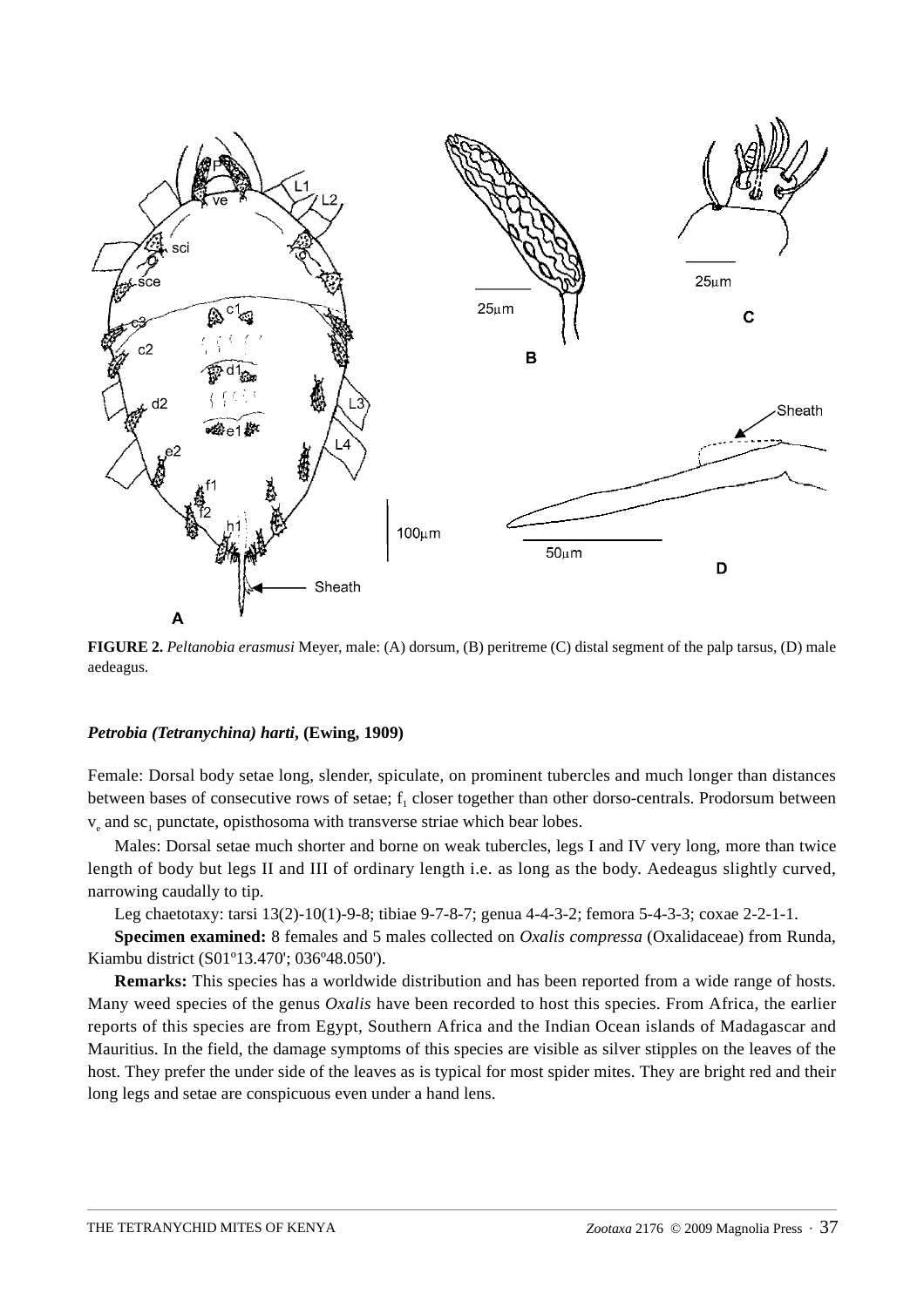**FIGURE 2.** *Peltanobia erasmusi* Meyer, male: (A) dorsum, (B) peritreme (C) distal segment of the palp tarsus, (D) male aedeagus.

***Petrobia (Tetranychina) harti*, (Ewing, 1909)**

Female: Dorsal body setae long, slender, spiculate, on prominent tubercles and much longer than distances between bases of consecutive rows of setae; $f_1$ closer together than other dorso-centrals. Prodorsum between $v_e$ and $sc_1$ punctate, opisthosoma with transverse striae which bear lobes.

Males: Dorsal setae much shorter and borne on weak tubercles, legs I and IV very long, more than twice length of body but legs II and III of ordinary length i.e. as long as the body. Aedeagus slightly curved, narrowing caudally to tip.

Leg chaetotaxy: tarsi 13(2)-10(1)-9-8; tibiae 9-7-8-7; genua 4-4-3-2; femora 5-4-3-3; coxae 2-2-1-1.

**Specimen examined:** 8 females and 5 males collected on *Oxalis compressa* (Oxalidaceae) from Runda, Kiambu district (S01º13.470'; 036º48.050').

**Remarks:** This species has a worldwide distribution and has been reported from a wide range of hosts. Many weed species of the genus *Oxalis* have been recorded to host this species. From Africa, the earlier reports of this species are from Egypt, Southern Africa and the Indian Ocean islands of Madagascar and Mauritius. In the field, the damage symptoms of this species are visible as silver stipples on the leaves of the host. They prefer the under side of the leaves as is typical for most spider mites. They are bright red and their long legs and setae are conspicuous even under a hand lens.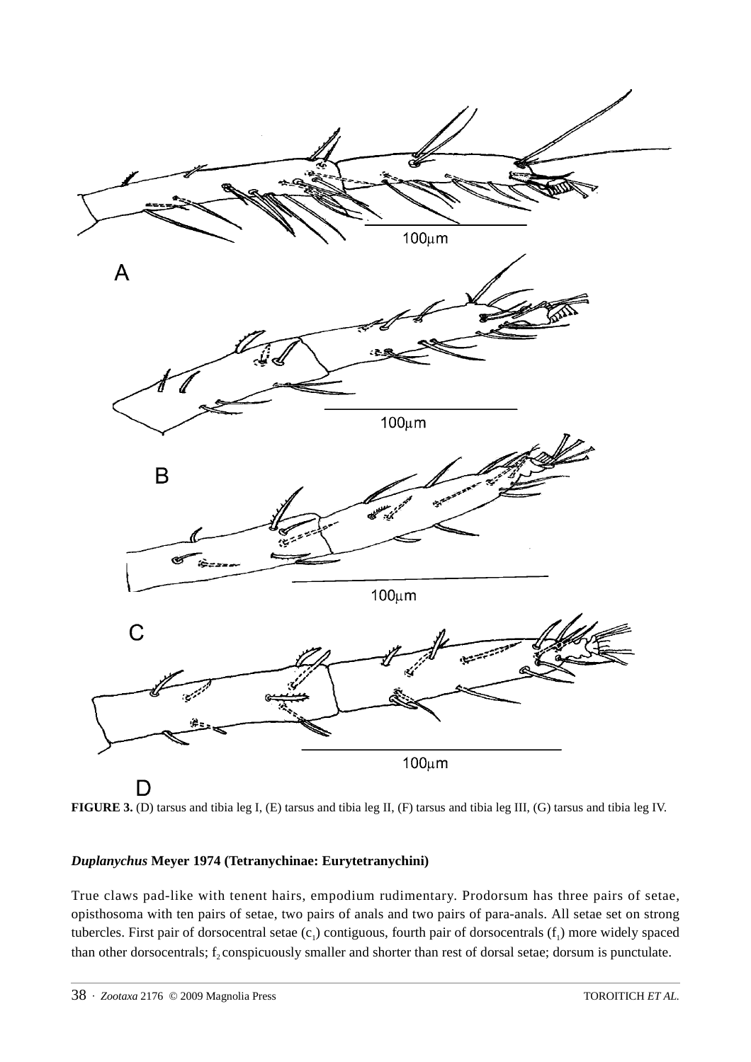**FIGURE 3.** (D) tarsus and tibia leg I, (E) tarsus and tibia leg II, (F) tarsus and tibia leg III, (G) tarsus and tibia leg IV.

### ***Duplanychus*** **Meyer 1974 (Tetranychinae: Eurytetranychini)**

True claws pad-like with tenent hairs, empodium rudimentary. Prodorsum has three pairs of setae, opisthosoma with ten pairs of setae, two pairs of anals and two pairs of para-anals. All setae set on strong tubercles. First pair of dorsocentral setae ($c_1$) contiguous, fourth pair of dorsocentrals ($f_1$) more widely spaced than other dorsocentrals; $f_2$ conspicuously smaller and shorter than rest of dorsal setae; dorsum is punctulate.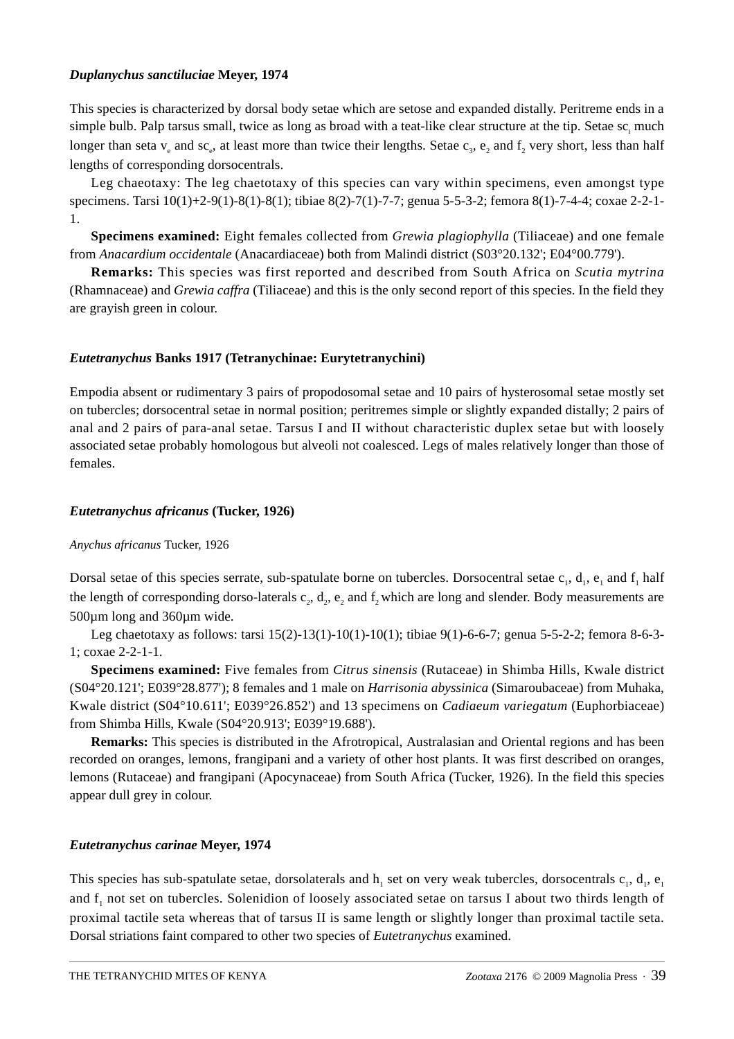### *Duplanychus sanctiluciae* Meyer, 1974

This species is characterized by dorsal body setae which are setose and expanded distally. Peritreme ends in a simple bulb. Palp tarsus small, twice as long as broad with a teat-like clear structure at the tip. Setae $sc_i$ much longer than seta $v_e$ and $sc_e$, at least more than twice their lengths. Setae $c_3$, $e_2$ and $f_2$ very short, less than half lengths of corresponding dorsocentrals.

Leg chaeotaxy: The leg chaetotaxy of this species can vary within specimens, even amongst type specimens. Tarsi 10(1)+2-9(1)-8(1)-8(1); tibiae 8(2)-7(1)-7-7; genua 5-5-3-2; femora 8(1)-7-4-4; coxae 2-2-1-1.

**Specimens examined:** Eight females collected from *Grewia plagiophylla* (Tiliaceae) and one female from *Anacardium occidentale* (Anacardiaceae) both from Malindi district (S03°20.132'; E04°00.779').

**Remarks:** This species was first reported and described from South Africa on *Scutia mytrina* (Rhamnaceae) and *Grewia caffra* (Tiliaceae) and this is the only second report of this species. In the field they are grayish green in colour.

### *Eutetranychus* Banks 1917 (Tetranychinae: Eurytetranychini)

Empodia absent or rudimentary 3 pairs of propodosomal setae and 10 pairs of hysterosomal setae mostly set on tubercles; dorsocentral setae in normal position; peritremes simple or slightly expanded distally; 2 pairs of anal and 2 pairs of para-anal setae. Tarsus I and II without characteristic duplex setae but with loosely associated setae probably homologous but alveoli not coalesced. Legs of males relatively longer than those of females.

### *Eutetranychus africanus* (Tucker, 1926)

*Anychus africanus* Tucker, 1926

Dorsal setae of this species serrate, sub-spatulate borne on tubercles. Dorsocentral setae $c_1$, $d_1$, $e_1$ and $f_1$ half the length of corresponding dorso-laterals $c_2$, $d_2$, $e_2$ and $f_2$ which are long and slender. Body measurements are 500µm long and 360µm wide.

Leg chaetotaxy as follows: tarsi 15(2)-13(1)-10(1)-10(1); tibiae 9(1)-6-6-7; genua 5-5-2-2; femora 8-6-3-1; coxae 2-2-1-1.

**Specimens examined:** Five females from *Citrus sinensis* (Rutaceae) in Shimba Hills, Kwale district (S04°20.121'; E039°28.877'); 8 females and 1 male on *Harrisonia abyssinica* (Simaroubaceae) from Muhaka, Kwale district (S04°10.611'; E039°26.852') and 13 specimens on *Cadiaeum variegatum* (Euphorbiaceae) from Shimba Hills, Kwale (S04°20.913'; E039°19.688').

**Remarks:** This species is distributed in the Afrotropical, Australasian and Oriental regions and has been recorded on oranges, lemons, frangipani and a variety of other host plants. It was first described on oranges, lemons (Rutaceae) and frangipani (Apocynaceae) from South Africa (Tucker, 1926). In the field this species appear dull grey in colour.

### *Eutetranychus carinae* Meyer, 1974

This species has sub-spatulate setae, dorsolaterals and $h_1$ set on very weak tubercles, dorsocentrals $c_1$, $d_1$, $e_1$ and $f_1$ not set on tubercles. Solenidion of loosely associated setae on tarsus I about two thirds length of proximal tactile seta whereas that of tarsus II is same length or slightly longer than proximal tactile seta. Dorsal striations faint compared to other two species of *Eutetranychus* examined.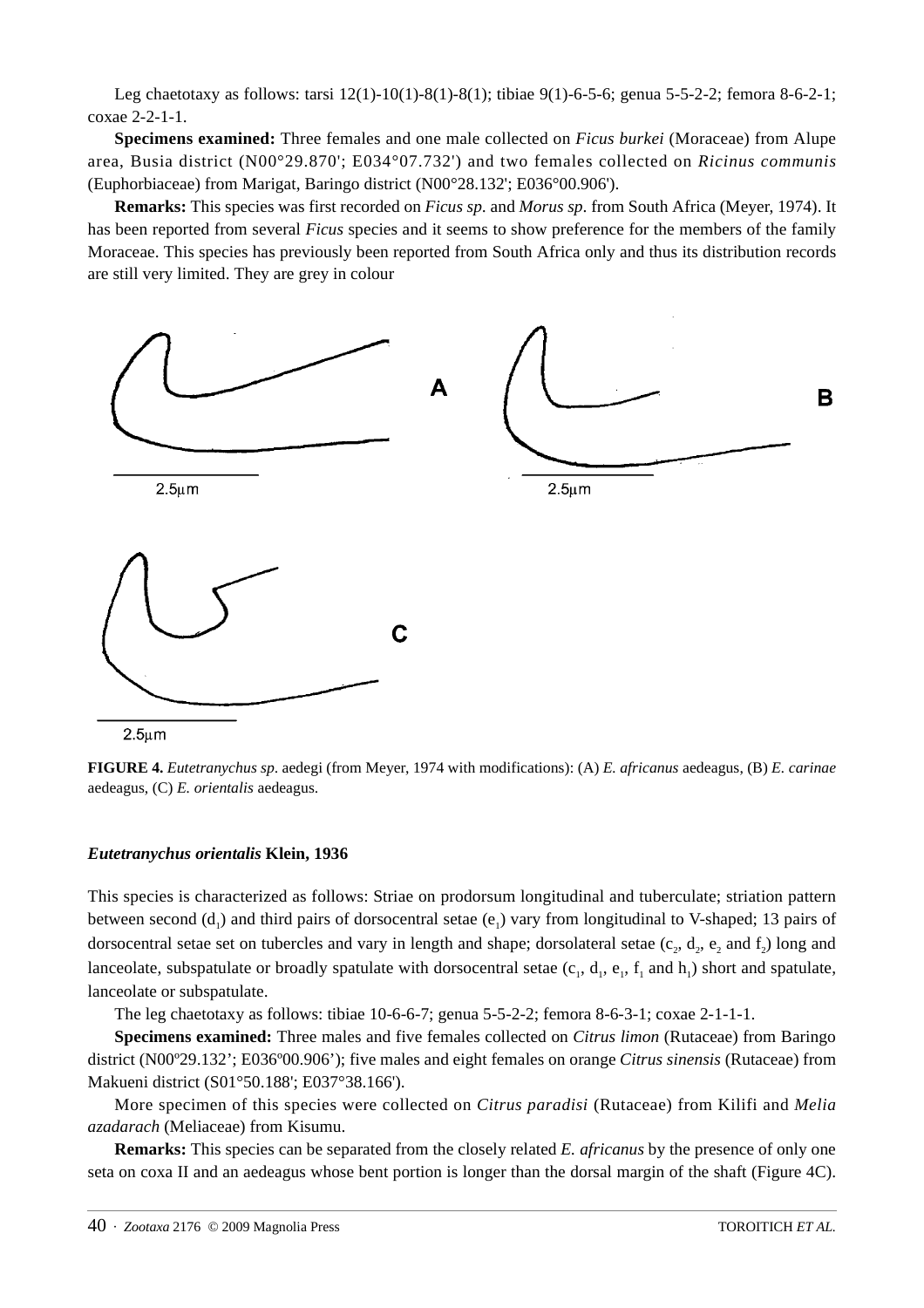Leg chaetotaxy as follows: tarsi 12(1)-10(1)-8(1)-8(1); tibiae 9(1)-6-5-6; genua 5-5-2-2; femora 8-6-2-1; coxae 2-2-1-1.

**Specimens examined:** Three females and one male collected on *Ficus burkei* (Moraceae) from Alupe area, Busia district (N00°29.870'; E034°07.732') and two females collected on *Ricinus communis* (Euphorbiaceae) from Marigat, Baringo district (N00°28.132'; E036°00.906').

**Remarks:** This species was first recorded on *Ficus sp.* and *Morus sp.* from South Africa (Meyer, 1974). It has been reported from several *Ficus* species and it seems to show preference for the members of the family Moraceae. This species has previously been reported from South Africa only and thus its distribution records are still very limited. They are grey in colour

**FIGURE 4.** *Eutetranychus sp.* aedegi (from Meyer, 1974 with modifications): (A) *E. africanus* aedeagus, (B) *E. carinae* aedeagus, (C) *E. orientalis* aedeagus.

### *Eutetranychus orientalis* Klein, 1936

This species is characterized as follows: Striae on prodorsum longitudinal and tuberculate; striation pattern between second ($d_1$) and third pairs of dorsocentral setae ($e_1$) vary from longitudinal to V-shaped; 13 pairs of dorsocentral setae set on tubercles and vary in length and shape; dorsolateral setae ($c_2$, $d_2$, $e_2$ and $f_2$) long and lanceolate, subspatulate or broadly spatulate with dorsocentral setae ($c_1$, $d_1$, $e_1$, $f_1$ and $h_1$) short and spatulate, lanceolate or subspatulate.

The leg chaetotaxy as follows: tibiae 10-6-6-7; genua 5-5-2-2; femora 8-6-3-1; coxae 2-1-1-1.

**Specimens examined:** Three males and five females collected on *Citrus limon* (Rutaceae) from Baringo district (N00º29.132'; E036º00.906'); five males and eight females on orange *Citrus sinensis* (Rutaceae) from Makueni district (S01°50.188'; E037°38.166').

More specimen of this species were collected on *Citrus paradisi* (Rutaceae) from Kilifi and *Melia azadarach* (Meliaceae) from Kisumu.

**Remarks:** This species can be separated from the closely related *E. africanus* by the presence of only one seta on coxa II and an aedeagus whose bent portion is longer than the dorsal margin of the shaft (Figure 4C).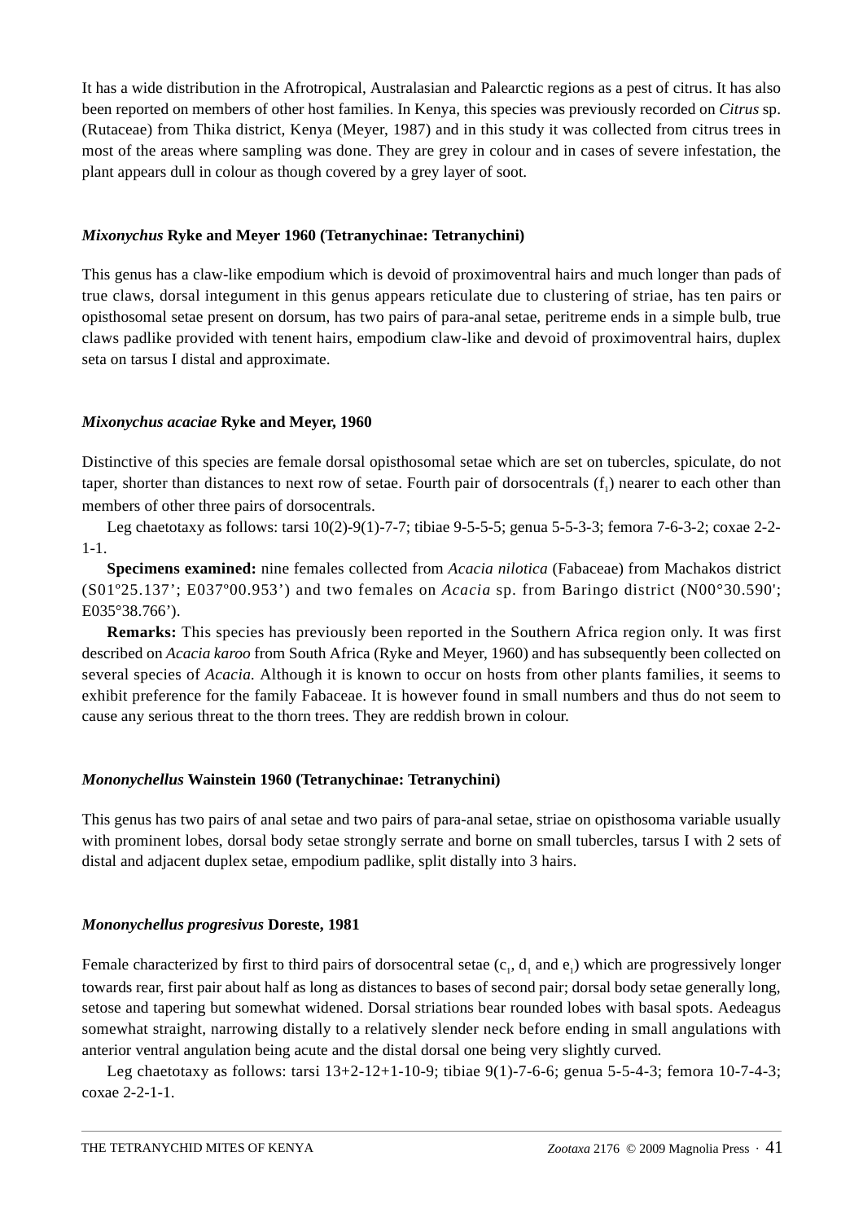It has a wide distribution in the Afrotropical, Australasian and Palearctic regions as a pest of citrus. It has also been reported on members of other host families. In Kenya, this species was previously recorded on *Citrus* sp. (Rutaceae) from Thika district, Kenya (Meyer, 1987) and in this study it was collected from citrus trees in most of the areas where sampling was done. They are grey in colour and in cases of severe infestation, the plant appears dull in colour as though covered by a grey layer of soot.

### *Mixonychus* Ryke and Meyer 1960 (Tetranychinae: Tetranychini)

This genus has a claw-like empodium which is devoid of proximoventral hairs and much longer than pads of true claws, dorsal integument in this genus appears reticulate due to clustering of striae, has ten pairs or opisthosomal setae present on dorsum, has two pairs of para-anal setae, peritreme ends in a simple bulb, true claws padlike provided with tenent hairs, empodium claw-like and devoid of proximoventral hairs, duplex seta on tarsus I distal and approximate.

### *Mixonychus acaciae* Ryke and Meyer, 1960

Distinctive of this species are female dorsal opisthosomal setae which are set on tubercles, spiculate, do not taper, shorter than distances to next row of setae. Fourth pair of dorsocentrals ($f_1$) nearer to each other than members of other three pairs of dorsocentrals.

Leg chaetotaxy as follows: tarsi 10(2)-9(1)-7-7; tibiae 9-5-5-5; genua 5-5-3-3; femora 7-6-3-2; coxae 2-2-1-1.

**Specimens examined:** nine females collected from *Acacia nilotica* (Fabaceae) from Machakos district (S01º25.137'; E037º00.953') and two females on *Acacia* sp. from Baringo district (N00°30.590'; E035°38.766').

**Remarks:** This species has previously been reported in the Southern Africa region only. It was first described on *Acacia karoo* from South Africa (Ryke and Meyer, 1960) and has subsequently been collected on several species of *Acacia.* Although it is known to occur on hosts from other plants families, it seems to exhibit preference for the family Fabaceae. It is however found in small numbers and thus do not seem to cause any serious threat to the thorn trees. They are reddish brown in colour.

### *Mononychellus* Wainstein 1960 (Tetranychinae: Tetranychini)

This genus has two pairs of anal setae and two pairs of para-anal setae, striae on opisthosoma variable usually with prominent lobes, dorsal body setae strongly serrate and borne on small tubercles, tarsus I with 2 sets of distal and adjacent duplex setae, empodium padlike, split distally into 3 hairs.

### *Mononychellus progresivus* Doreste, 1981

Female characterized by first to third pairs of dorsocentral setae ($c_1$, $d_1$ and $e_1$) which are progressively longer towards rear, first pair about half as long as distances to bases of second pair; dorsal body setae generally long, setose and tapering but somewhat widened. Dorsal striations bear rounded lobes with basal spots. Aedeagus somewhat straight, narrowing distally to a relatively slender neck before ending in small angulations with anterior ventral angulation being acute and the distal dorsal one being very slightly curved.

Leg chaetotaxy as follows: tarsi 13+2-12+1-10-9; tibiae 9(1)-7-6-6; genua 5-5-4-3; femora 10-7-4-3; coxae 2-2-1-1.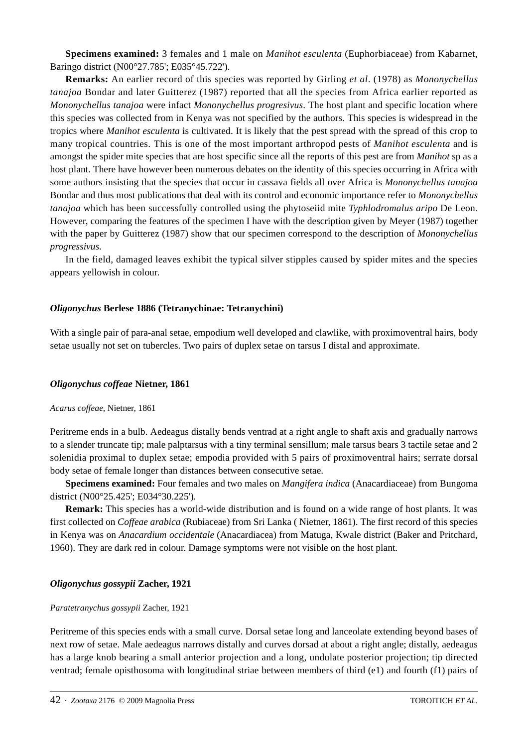**Specimens examined:** 3 females and 1 male on *Manihot esculenta* (Euphorbiaceae) from Kabarnet, Baringo district (N00°27.785'; E035°45.722').

**Remarks:** An earlier record of this species was reported by Girling *et al*. (1978) as *Mononychellus tanajoa* Bondar and later Guitterez (1987) reported that all the species from Africa earlier reported as *Mononychellus tanajoa* were infact *Mononychellus progresivus*. The host plant and specific location where this species was collected from in Kenya was not specified by the authors. This species is widespread in the tropics where *Manihot esculenta* is cultivated. It is likely that the pest spread with the spread of this crop to many tropical countries. This is one of the most important arthropod pests of *Manihot esculenta* and is amongst the spider mite species that are host specific since all the reports of this pest are from *Manihot* sp as a host plant. There have however been numerous debates on the identity of this species occurring in Africa with some authors insisting that the species that occur in cassava fields all over Africa is *Mononychellus tanajoa* Bondar and thus most publications that deal with its control and economic importance refer to *Mononychellus tanajoa* which has been successfully controlled using the phytoseiid mite *Typhlodromalus aripo* De Leon. However, comparing the features of the specimen I have with the description given by Meyer (1987) together with the paper by Guitterez (1987) show that our specimen correspond to the description of *Mononychellus progressivus.*

In the field, damaged leaves exhibit the typical silver stipples caused by spider mites and the species appears yellowish in colour.

### *Oligonychus* Berlese 1886 (Tetranychinae: Tetranychini)

With a single pair of para-anal setae, empodium well developed and clawlike, with proximoventral hairs, body setae usually not set on tubercles. Two pairs of duplex setae on tarsus I distal and approximate.

### *Oligonychus coffeae* Nietner, 1861

*Acarus coffeae*, Nietner, 1861

Peritreme ends in a bulb. Aedeagus distally bends ventrad at a right angle to shaft axis and gradually narrows to a slender truncate tip; male palptarsus with a tiny terminal sensillum; male tarsus bears 3 tactile setae and 2 solenidia proximal to duplex setae; empodia provided with 5 pairs of proximoventral hairs; serrate dorsal body setae of female longer than distances between consecutive setae.

**Specimens examined:** Four females and two males on *Mangifera indica* (Anacardiaceae) from Bungoma district (N00°25.425'; E034°30.225').

**Remark:** This species has a world-wide distribution and is found on a wide range of host plants. It was first collected on *Coffeae arabica* (Rubiaceae) from Sri Lanka ( Nietner, 1861). The first record of this species in Kenya was on *Anacardium occidentale* (Anacardiacea) from Matuga, Kwale district (Baker and Pritchard, 1960). They are dark red in colour. Damage symptoms were not visible on the host plant.

### *Oligonychus gossypii* Zacher, 1921

*Paratetranychus gossypii* Zacher, 1921

Peritreme of this species ends with a small curve. Dorsal setae long and lanceolate extending beyond bases of next row of setae. Male aedeagus narrows distally and curves dorsad at about a right angle; distally, aedeagus has a large knob bearing a small anterior projection and a long, undulate posterior projection; tip directed ventrad; female opisthosoma with longitudinal striae between members of third (e1) and fourth (f1) pairs of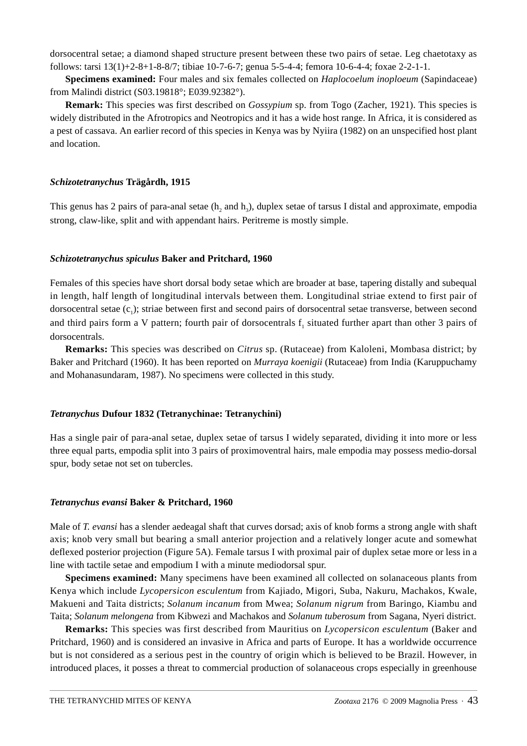dorsocentral setae; a diamond shaped structure present between these two pairs of setae. Leg chaetotaxy as follows: tarsi 13(1)+2-8+1-8-8/7; tibiae 10-7-6-7; genua 5-5-4-4; femora 10-6-4-4; foxae 2-2-1-1.

**Specimens examined:** Four males and six females collected on *Haplocoelum inoploeum* (Sapindaceae) from Malindi district (S03.19818°; E039.92382°).

**Remark:** This species was first described on *Gossypium* sp. from Togo (Zacher, 1921). This species is widely distributed in the Afrotropics and Neotropics and it has a wide host range. In Africa, it is considered as a pest of cassava. An earlier record of this species in Kenya was by Nyiira (1982) on an unspecified host plant and location.

### *Schizotetranychus* Trägårdh, 1915

This genus has 2 pairs of para-anal setae ($h_2$ and $h_3$), duplex setae of tarsus I distal and approximate, empodia strong, claw-like, split and with appendant hairs. Peritreme is mostly simple.

### *Schizotetranychus spiculus* Baker and Pritchard, 1960

Females of this species have short dorsal body setae which are broader at base, tapering distally and subequal in length, half length of longitudinal intervals between them. Longitudinal striae extend to first pair of dorsocentral setae ($c_1$); striae between first and second pairs of dorsocentral setae transverse, between second and third pairs form a V pattern; fourth pair of dorsocentrals $f_1$ situated further apart than other 3 pairs of dorsocentrals.

**Remarks:** This species was described on *Citrus* sp. (Rutaceae) from Kaloleni, Mombasa district; by Baker and Pritchard (1960). It has been reported on *Murraya koenigii* (Rutaceae) from India (Karuppuchamy and Mohanasundaram, 1987). No specimens were collected in this study.

### *Tetranychus* Dufour 1832 (Tetranychinae: Tetranychini)

Has a single pair of para-anal setae, duplex setae of tarsus I widely separated, dividing it into more or less three equal parts, empodia split into 3 pairs of proximoventral hairs, male empodia may possess medio-dorsal spur, body setae not set on tubercles.

### *Tetranychus evansi* Baker & Pritchard, 1960

Male of *T. evansi* has a slender aedeagal shaft that curves dorsad; axis of knob forms a strong angle with shaft axis; knob very small but bearing a small anterior projection and a relatively longer acute and somewhat deflexed posterior projection (Figure 5A). Female tarsus I with proximal pair of duplex setae more or less in a line with tactile setae and empodium I with a minute mediodorsal spur.

**Specimens examined:** Many specimens have been examined all collected on solanaceous plants from Kenya which include *Lycopersicon esculentum* from Kajiado, Migori, Suba, Nakuru, Machakos, Kwale, Makueni and Taita districts; *Solanum incanum* from Mwea; *Solanum nigrum* from Baringo, Kiambu and Taita; *Solanum melongena* from Kibwezi and Machakos and *Solanum tuberosum* from Sagana, Nyeri district.

**Remarks:** This species was first described from Mauritius on *Lycopersicon esculentum* (Baker and Pritchard, 1960) and is considered an invasive in Africa and parts of Europe. It has a worldwide occurrence but is not considered as a serious pest in the country of origin which is believed to be Brazil. However, in introduced places, it posses a threat to commercial production of solanaceous crops especially in greenhouse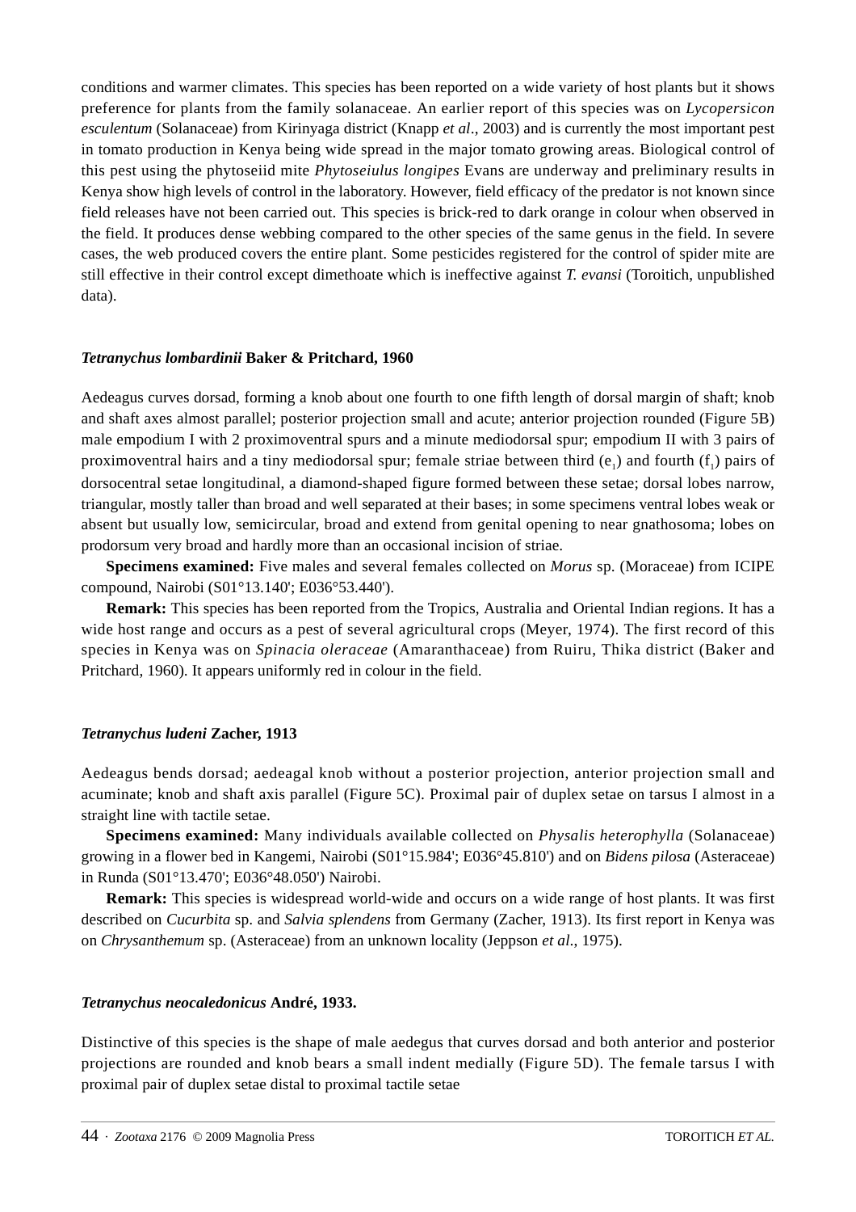conditions and warmer climates. This species has been reported on a wide variety of host plants but it shows preference for plants from the family solanaceae. An earlier report of this species was on *Lycopersicon esculentum* (Solanaceae) from Kirinyaga district (Knapp *et al*., 2003) and is currently the most important pest in tomato production in Kenya being wide spread in the major tomato growing areas. Biological control of this pest using the phytoseiid mite *Phytoseiulus longipes* Evans are underway and preliminary results in Kenya show high levels of control in the laboratory. However, field efficacy of the predator is not known since field releases have not been carried out. This species is brick-red to dark orange in colour when observed in the field. It produces dense webbing compared to the other species of the same genus in the field. In severe cases, the web produced covers the entire plant. Some pesticides registered for the control of spider mite are still effective in their control except dimethoate which is ineffective against *T. evansi* (Toroitich, unpublished data).

### *Tetranychus lombardinii* Baker & Pritchard, 1960

Aedeagus curves dorsad, forming a knob about one fourth to one fifth length of dorsal margin of shaft; knob and shaft axes almost parallel; posterior projection small and acute; anterior projection rounded (Figure 5B) male empodium I with 2 proximoventral spurs and a minute mediodorsal spur; empodium II with 3 pairs of proximoventral hairs and a tiny mediodorsal spur; female striae between third ($e_1$) and fourth ($f_1$) pairs of dorsocentral setae longitudinal, a diamond-shaped figure formed between these setae; dorsal lobes narrow, triangular, mostly taller than broad and well separated at their bases; in some specimens ventral lobes weak or absent but usually low, semicircular, broad and extend from genital opening to near gnathosoma; lobes on prodorsum very broad and hardly more than an occasional incision of striae.

**Specimens examined:** Five males and several females collected on *Morus* sp. (Moraceae) from ICIPE compound, Nairobi (S01°13.140'; E036°53.440').

**Remark:** This species has been reported from the Tropics, Australia and Oriental Indian regions. It has a wide host range and occurs as a pest of several agricultural crops (Meyer, 1974). The first record of this species in Kenya was on *Spinacia oleraceae* (Amaranthaceae) from Ruiru, Thika district (Baker and Pritchard, 1960). It appears uniformly red in colour in the field.

### *Tetranychus ludeni* Zacher, 1913

Aedeagus bends dorsad; aedeagal knob without a posterior projection, anterior projection small and acuminate; knob and shaft axis parallel (Figure 5C). Proximal pair of duplex setae on tarsus I almost in a straight line with tactile setae.

**Specimens examined:** Many individuals available collected on *Physalis heterophylla* (Solanaceae) growing in a flower bed in Kangemi, Nairobi (S01°15.984'; E036°45.810') and on *Bidens pilosa* (Asteraceae) in Runda (S01°13.470'; E036°48.050') Nairobi.

**Remark:** This species is widespread world-wide and occurs on a wide range of host plants. It was first described on *Cucurbita* sp. and *Salvia splendens* from Germany (Zacher, 1913). Its first report in Kenya was on *Chrysanthemum* sp. (Asteraceae) from an unknown locality (Jeppson *et al*., 1975).

### *Tetranychus neocaledonicus* André, 1933.

Distinctive of this species is the shape of male aedegus that curves dorsad and both anterior and posterior projections are rounded and knob bears a small indent medially (Figure 5D). The female tarsus I with proximal pair of duplex setae distal to proximal tactile setae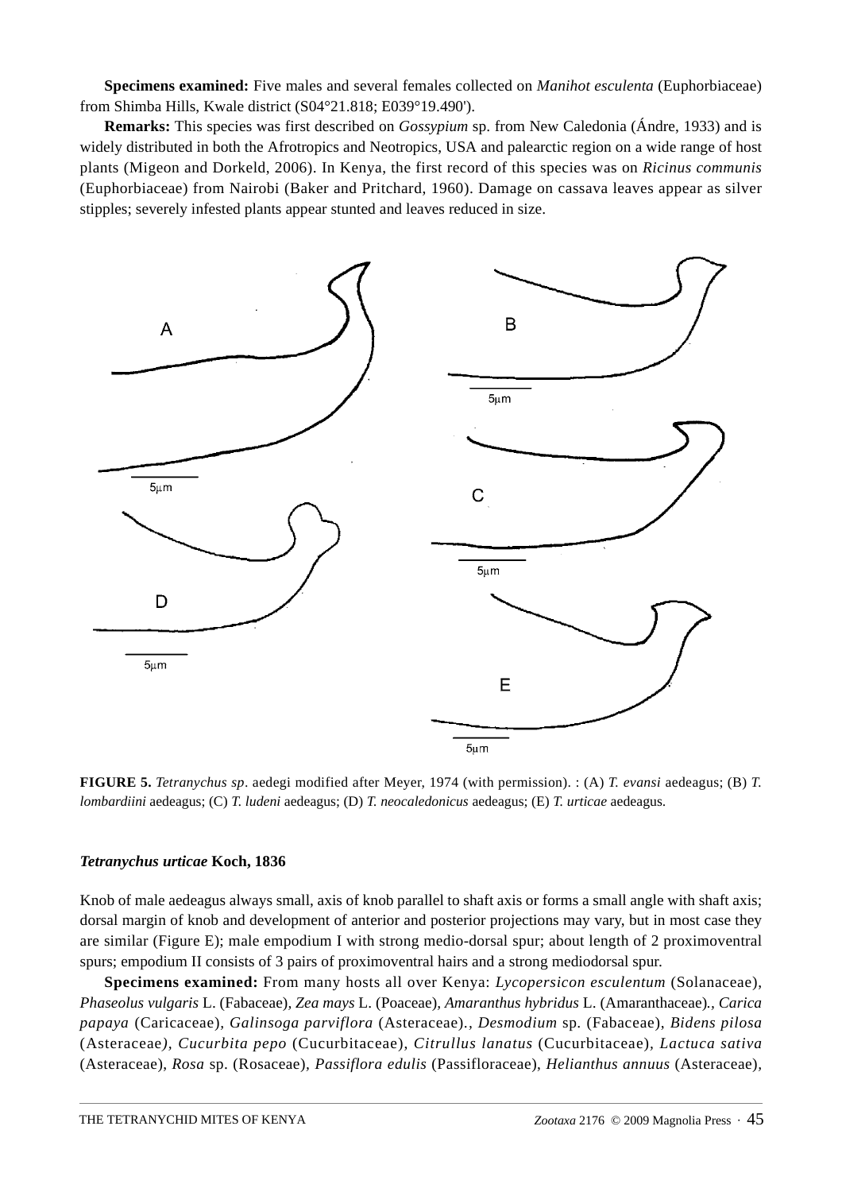**Specimens examined:** Five males and several females collected on *Manihot esculenta* (Euphorbiaceae) from Shimba Hills, Kwale district (S04°21.818; E039°19.490').

**Remarks:** This species was first described on *Gossypium* sp. from New Caledonia (Ándre, 1933) and is widely distributed in both the Afrotropics and Neotropics, USA and palearctic region on a wide range of host plants (Migeon and Dorkeld, 2006). In Kenya, the first record of this species was on *Ricinus communis* (Euphorbiaceae) from Nairobi (Baker and Pritchard, 1960). Damage on cassava leaves appear as silver stipples; severely infested plants appear stunted and leaves reduced in size.

**FIGURE 5.** *Tetranychus sp*. aedegi modified after Meyer, 1974 (with permission). : (A) *T. evansi* aedeagus; (B) *T. lombardiini* aedeagus; (C) *T. ludeni* aedeagus; (D) *T. neocaledonicus* aedeagus; (E) *T. urticae* aedeagus.

### *Tetranychus urticae* Koch, 1836

Knob of male aedeagus always small, axis of knob parallel to shaft axis or forms a small angle with shaft axis; dorsal margin of knob and development of anterior and posterior projections may vary, but in most case they are similar (Figure E); male empodium I with strong medio-dorsal spur; about length of 2 proximoventral spurs; empodium II consists of 3 pairs of proximoventral hairs and a strong mediodorsal spur.

**Specimens examined:** From many hosts all over Kenya: *Lycopersicon esculentum* (Solanaceae), *Phaseolus vulgaris* L. (Fabaceae), *Zea mays* L. (Poaceae), *Amaranthus hybridus* L. (Amaranthaceae)., *Carica papaya* (Caricaceae), *Galinsoga parviflora* (Asteraceae)., *Desmodium* sp. (Fabaceae), *Bidens pilosa* (Asteraceae), *Cucurbita pepo* (Cucurbitaceae), *Citrullus lanatus* (Cucurbitaceae), *Lactuca sativa* (Asteraceae), *Rosa* sp. (Rosaceae), *Passiflora edulis* (Passifloraceae), *Helianthus annuus* (Asteraceae),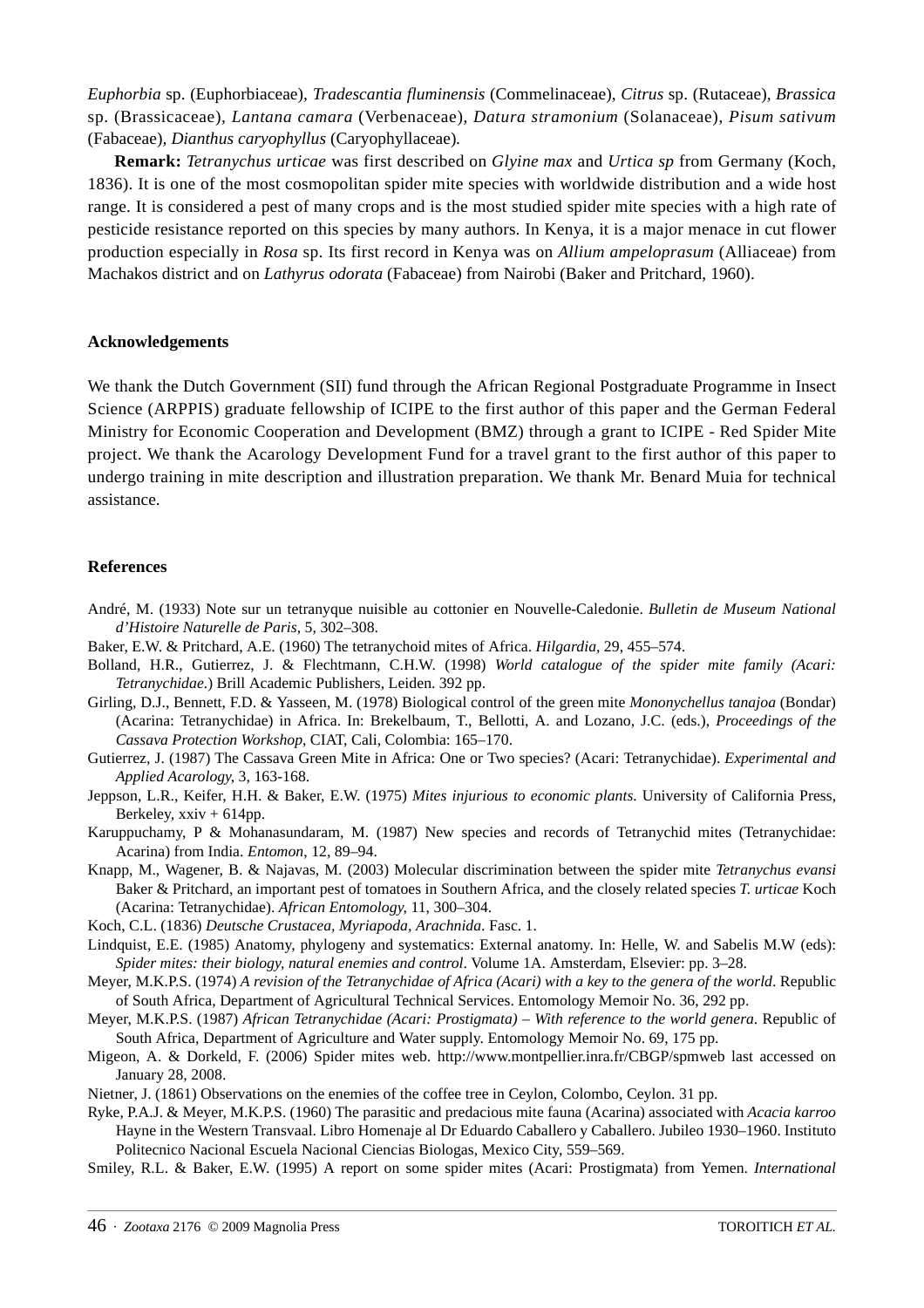*Euphorbia* sp. (Euphorbiaceae), *Tradescantia fluminensis* (Commelinaceae), *Citrus* sp. (Rutaceae), *Brassica* sp. (Brassicaceae), *Lantana camara* (Verbenaceae), *Datura stramonium* (Solanaceae), *Pisum sativum* (Fabaceae), *Dianthus caryophyllus* (Caryophyllaceae).

**Remark:** *Tetranychus urticae* was first described on *Glyine max* and *Urtica sp* from Germany (Koch, 1836). It is one of the most cosmopolitan spider mite species with worldwide distribution and a wide host range. It is considered a pest of many crops and is the most studied spider mite species with a high rate of pesticide resistance reported on this species by many authors. In Kenya, it is a major menace in cut flower production especially in *Rosa* sp. Its first record in Kenya was on *Allium ampeloprasum* (Alliaceae) from Machakos district and on *Lathyrus odorata* (Fabaceae) from Nairobi (Baker and Pritchard, 1960).

## Acknowledgements

We thank the Dutch Government (SII) fund through the African Regional Postgraduate Programme in Insect Science (ARPPIS) graduate fellowship of ICIPE to the first author of this paper and the German Federal Ministry for Economic Cooperation and Development (BMZ) through a grant to ICIPE - Red Spider Mite project. We thank the Acarology Development Fund for a travel grant to the first author of this paper to undergo training in mite description and illustration preparation. We thank Mr. Benard Muia for technical assistance.

## References

André, M. (1933) Note sur un tetranyque nuisible au cottonier en Nouvelle-Caledonie. *Bulletin de Museum National d'Histoire Naturelle de Paris*, 5, 302–308.

Baker, E.W. & Pritchard, A.E. (1960) The tetranychoid mites of Africa. *Hilgardia*, 29, 455–574.

Bolland, H.R., Gutierrez, J. & Flechtmann, C.H.W. (1998) *World catalogue of the spider mite family (Acari: Tetranychidae.*) Brill Academic Publishers, Leiden. 392 pp.

Girling, D.J., Bennett, F.D. & Yasseen, M. (1978) Biological control of the green mite *Mononychellus tanajoa* (Bondar) (Acarina: Tetranychidae) in Africa. In: Brekelbaum, T., Bellotti, A. and Lozano, J.C. (eds.), *Proceedings of the Cassava Protection Workshop*, CIAT, Cali, Colombia: 165–170.

Gutierrez, J. (1987) The Cassava Green Mite in Africa: One or Two species? (Acari: Tetranychidae). *Experimental and Applied Acarology*, 3, 163-168.

Jeppson, L.R., Keifer, H.H. & Baker, E.W. (1975) *Mites injurious to economic plants.* University of California Press, Berkeley, xxiv + 614pp.

Karuppuchamy, P & Mohanasundaram, M. (1987) New species and records of Tetranychid mites (Tetranychidae: Acarina) from India. *Entomon*, 12, 89–94.

Knapp, M., Wagener, B. & Najavas, M. (2003) Molecular discrimination between the spider mite *Tetranychus evansi* Baker & Pritchard, an important pest of tomatoes in Southern Africa, and the closely related species *T. urticae* Koch (Acarina: Tetranychidae). *African Entomology*, 11, 300–304.

Koch, C.L. (1836) *Deutsche Crustacea, Myriapoda, Arachnida*. Fasc. 1.

Lindquist, E.E. (1985) Anatomy, phylogeny and systematics: External anatomy. In: Helle, W. and Sabelis M.W (eds): *Spider mites: their biology, natural enemies and control*. Volume 1A. Amsterdam, Elsevier: pp. 3–28.

Meyer, M.K.P.S. (1974) *A revision of the Tetranychidae of Africa (Acari) with a key to the genera of the world*. Republic of South Africa, Department of Agricultural Technical Services. Entomology Memoir No. 36, 292 pp.

Meyer, M.K.P.S. (1987) *African Tetranychidae (Acari: Prostigmata) – With reference to the world genera*. Republic of South Africa, Department of Agriculture and Water supply. Entomology Memoir No. 69, 175 pp.

Migeon, A. & Dorkeld, F. (2006) Spider mites web. http://www.montpellier.inra.fr/CBGP/spmweb last accessed on January 28, 2008.

Nietner, J. (1861) Observations on the enemies of the coffee tree in Ceylon, Colombo, Ceylon. 31 pp.

Ryke, P.A.J. & Meyer, M.K.P.S. (1960) The parasitic and predacious mite fauna (Acarina) associated with *Acacia karroo* Hayne in the Western Transvaal. Libro Homenaje al Dr Eduardo Caballero y Caballero. Jubileo 1930–1960. Instituto Politecnico Nacional Escuela Nacional Ciencias Biologas, Mexico City, 559–569.

Smiley, R.L. & Baker, E.W. (1995) A report on some spider mites (Acari: Prostigmata) from Yemen. *International*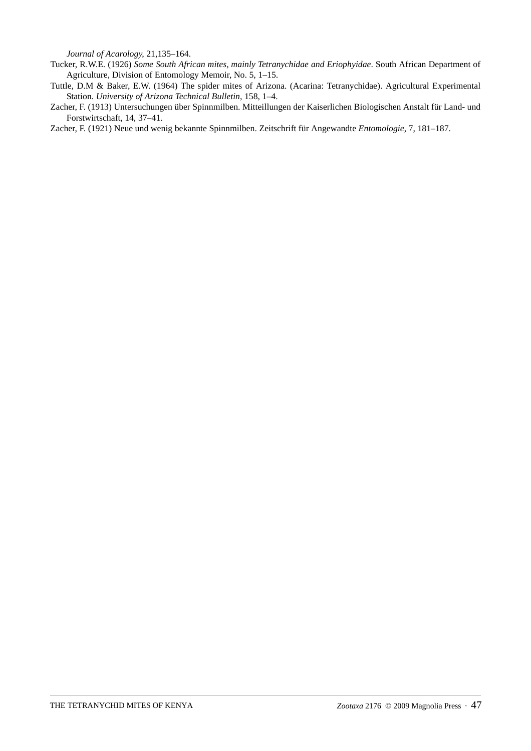*Journal of Acarology*, 21,135–164.

Tucker, R.W.E. (1926) *Some South African mites, mainly Tetranychidae and Eriophyidae*. South African Department of Agriculture, Division of Entomology Memoir, No. 5, 1–15.

Tuttle, D.M & Baker, E.W. (1964) The spider mites of Arizona. (Acarina: Tetranychidae). Agricultural Experimental Station. *University of Arizona Technical Bulletin*, 158, 1–4.

Zacher, F. (1913) Untersuchungen über Spinnmilben. Mitteillungen der Kaiserlichen Biologischen Anstalt für Land- und Forstwirtschaft, 14, 37–41.

Zacher, F. (1921) Neue und wenig bekannte Spinnmilben. Zeitschrift für Angewandte *Entomologie*, 7, 181–187.